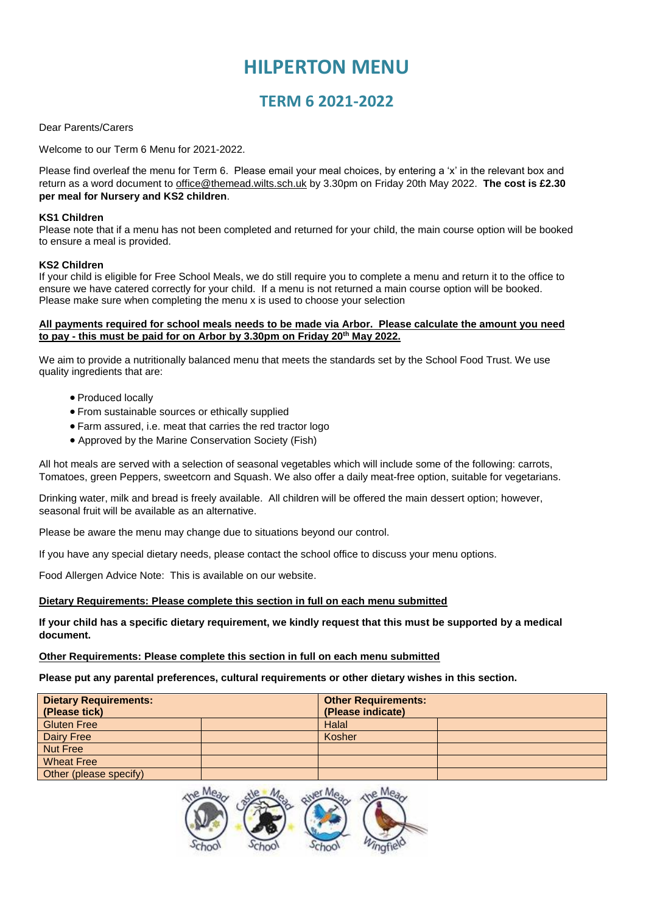# HILPERTON MENU

## TERM 6 2021-2022

Dear Parents/Carers

Welcome to our Term 6 Menu for 2021-2022.

Please find overleaf the menu for Term 6. Please email your meal choices, by entering a 'x' in the relevant box and return as a word document to office@themead.wilts.sch.uk by 3.30pm on Friday 20th May 2022. **The cost is £2.30 per meal for Nursery and KS2 children**.

**KS1 Children**
Please note that if a menu has not been completed and returned for your child, the main course option will be booked to ensure a meal is provided.

**KS2 Children**
If your child is eligible for Free School Meals, we do still require you to complete a menu and return it to the office to ensure we have catered correctly for your child. If a menu is not returned a main course option will be booked. Please make sure when completing the menu x is used to choose your selection

**All payments required for school meals needs to be made via Arbor. Please calculate the amount you need to pay - this must be paid for on Arbor by 3.30pm on Friday 20th May 2022.**

We aim to provide a nutritionally balanced menu that meets the standards set by the School Food Trust. We use quality ingredients that are:

- Produced locally
- From sustainable sources or ethically supplied
- Farm assured, i.e. meat that carries the red tractor logo
- Approved by the Marine Conservation Society (Fish)

All hot meals are served with a selection of seasonal vegetables which will include some of the following: carrots, Tomatoes, green Peppers, sweetcorn and Squash. We also offer a daily meat-free option, suitable for vegetarians.

Drinking water, milk and bread is freely available. All children will be offered the main dessert option; however, seasonal fruit will be available as an alternative.

Please be aware the menu may change due to situations beyond our control.

If you have any special dietary needs, please contact the school office to discuss your menu options.

Food Allergen Advice Note: This is available on our website.

**Dietary Requirements: Please complete this section in full on each menu submitted**

**If your child has a specific dietary requirement, we kindly request that this must be supported by a medical document.**

**Other Requirements: Please complete this section in full on each menu submitted**

**Please put any parental preferences, cultural requirements or other dietary wishes in this section.**

| Dietary Requirements: (Please tick) | | Other Requirements: (Please indicate) | |
|---|---|---|---|
| Gluten Free | | Halal | |
| Dairy Free | | Kosher | |
| Nut Free | | | |
| Wheat Free | | | |
| Other (please specify) | | | |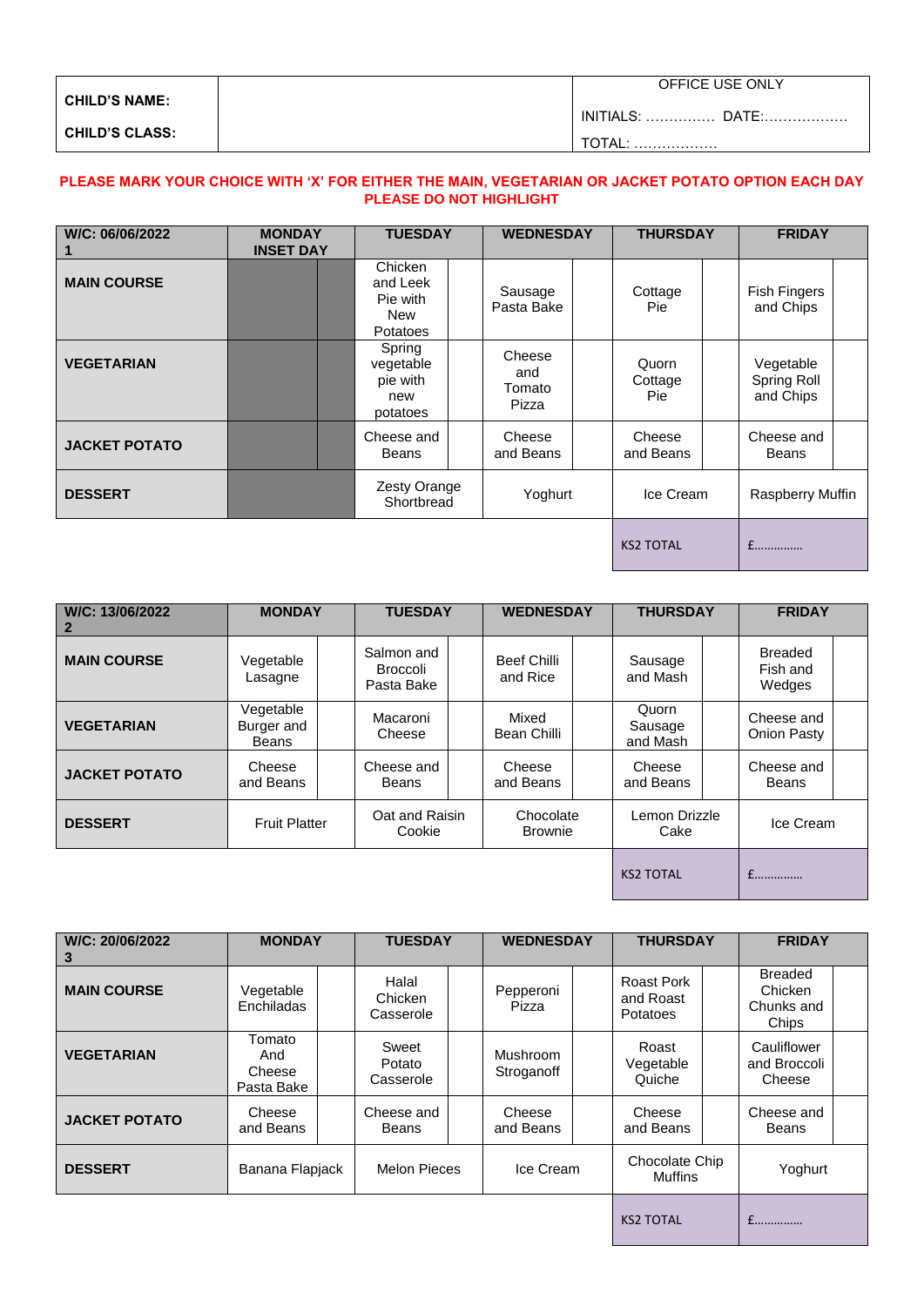| CHILD'S NAME: | | OFFICE USE ONLY |
|---|---|---|
| CHILD'S CLASS: | | INITIALS: …………… DATE:……………… |
| | | TOTAL: ……………… |

**PLEASE MARK YOUR CHOICE WITH 'X' FOR EITHER THE MAIN, VEGETARIAN OR JACKET POTATO OPTION EACH DAY**
**PLEASE DO NOT HIGHLIGHT**

| W/C: 06/06/2022 1 | MONDAY INSET DAY | | TUESDAY | | WEDNESDAY | | THURSDAY | | FRIDAY | |
|---|---|---|---|---|---|---|---|---|---|---|
| **MAIN COURSE** | | | Chicken and Leek Pie with New Potatoes | | Sausage Pasta Bake | | Cottage Pie | | Fish Fingers and Chips | |
| **VEGETARIAN** | | | Spring vegetable pie with new potatoes | | Cheese and Tomato Pizza | | Quorn Cottage Pie | | Vegetable Spring Roll and Chips | |
| **JACKET POTATO** | | | Cheese and Beans | | Cheese and Beans | | Cheese and Beans | | Cheese and Beans | |
| **DESSERT** | | | Zesty Orange Shortbread | | Yoghurt | | Ice Cream | | Raspberry Muffin | |
| | | | | | | | KS2 TOTAL | | £………… | |

| W/C: 13/06/2022 2 | MONDAY | | TUESDAY | | WEDNESDAY | | THURSDAY | | FRIDAY | |
|---|---|---|---|---|---|---|---|---|---|---|
| **MAIN COURSE** | Vegetable Lasagne | | Salmon and Broccoli Pasta Bake | | Beef Chilli and Rice | | Sausage and Mash | | Breaded Fish and Wedges | |
| **VEGETARIAN** | Vegetable Burger and Beans | | Macaroni Cheese | | Mixed Bean Chilli | | Quorn Sausage and Mash | | Cheese and Onion Pasty | |
| **JACKET POTATO** | Cheese and Beans | | Cheese and Beans | | Cheese and Beans | | Cheese and Beans | | Cheese and Beans | |
| **DESSERT** | Fruit Platter | | Oat and Raisin Cookie | | Chocolate Brownie | | Lemon Drizzle Cake | | Ice Cream | |
| | | | | | | | KS2 TOTAL | | £………… | |

| W/C: 20/06/2022 3 | MONDAY | | TUESDAY | | WEDNESDAY | | THURSDAY | | FRIDAY | |
|---|---|---|---|---|---|---|---|---|---|---|
| **MAIN COURSE** | Vegetable Enchiladas | | Halal Chicken Casserole | | Pepperoni Pizza | | Roast Pork and Roast Potatoes | | Breaded Chicken Chunks and Chips | |
| **VEGETARIAN** | Tomato And Cheese Pasta Bake | | Sweet Potato Casserole | | Mushroom Stroganoff | | Roast Vegetable Quiche | | Cauliflower and Broccoli Cheese | |
| **JACKET POTATO** | Cheese and Beans | | Cheese and Beans | | Cheese and Beans | | Cheese and Beans | | Cheese and Beans | |
| **DESSERT** | Banana Flapjack | | Melon Pieces | | Ice Cream | | Chocolate Chip Muffins | | Yoghurt | |
| | | | | | | | KS2 TOTAL | | £………… | |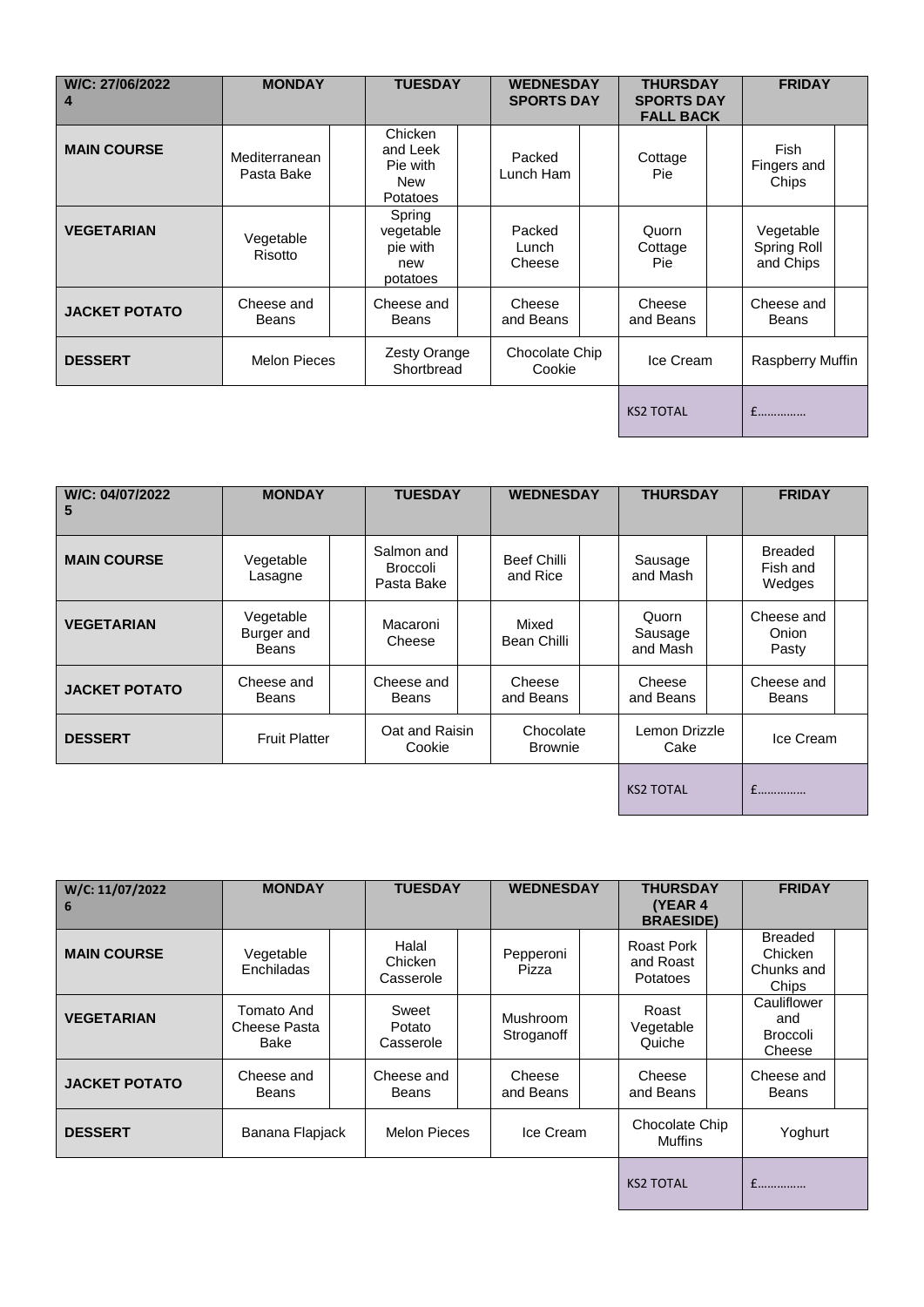| W/C: 27/06/2022 4 | MONDAY | TUESDAY | WEDNESDAY SPORTS DAY | THURSDAY SPORTS DAY FALL BACK | FRIDAY |
|---|---|---|---|---|---|
| **MAIN COURSE** | Mediterranean Pasta Bake | Chicken and Leek Pie with New Potatoes | Packed Lunch Ham | Cottage Pie | Fish Fingers and Chips |
| **VEGETARIAN** | Vegetable Risotto | Spring vegetable pie with new potatoes | Packed Lunch Cheese | Quorn Cottage Pie | Vegetable Spring Roll and Chips |
| **JACKET POTATO** | Cheese and Beans | Cheese and Beans | Cheese and Beans | Cheese and Beans | Cheese and Beans |
| **DESSERT** | Melon Pieces | Zesty Orange Shortbread | Chocolate Chip Cookie | Ice Cream | Raspberry Muffin |
| | | | | KS2 TOTAL | £…………… |

| W/C: 04/07/2022 5 | MONDAY | TUESDAY | WEDNESDAY | THURSDAY | FRIDAY |
|---|---|---|---|---|---|
| **MAIN COURSE** | Vegetable Lasagne | Salmon and Broccoli Pasta Bake | Beef Chilli and Rice | Sausage and Mash | Breaded Fish and Wedges |
| **VEGETARIAN** | Vegetable Burger and Beans | Macaroni Cheese | Mixed Bean Chilli | Quorn Sausage and Mash | Cheese and Onion Pasty |
| **JACKET POTATO** | Cheese and Beans | Cheese and Beans | Cheese and Beans | Cheese and Beans | Cheese and Beans |
| **DESSERT** | Fruit Platter | Oat and Raisin Cookie | Chocolate Brownie | Lemon Drizzle Cake | Ice Cream |
| | | | | KS2 TOTAL | £…………… |

| W/C: 11/07/2022 6 | MONDAY | TUESDAY | WEDNESDAY | THURSDAY (YEAR 4 BRAESIDE) | FRIDAY |
|---|---|---|---|---|---|
| **MAIN COURSE** | Vegetable Enchiladas | Halal Chicken Casserole | Pepperoni Pizza | Roast Pork and Roast Potatoes | Breaded Chicken Chunks and Chips |
| **VEGETARIAN** | Tomato And Cheese Pasta Bake | Sweet Potato Casserole | Mushroom Stroganoff | Roast Vegetable Quiche | Cauliflower and Broccoli Cheese |
| **JACKET POTATO** | Cheese and Beans | Cheese and Beans | Cheese and Beans | Cheese and Beans | Cheese and Beans |
| **DESSERT** | Banana Flapjack | Melon Pieces | Ice Cream | Chocolate Chip Muffins | Yoghurt |
| | | | | KS2 TOTAL | £…………… |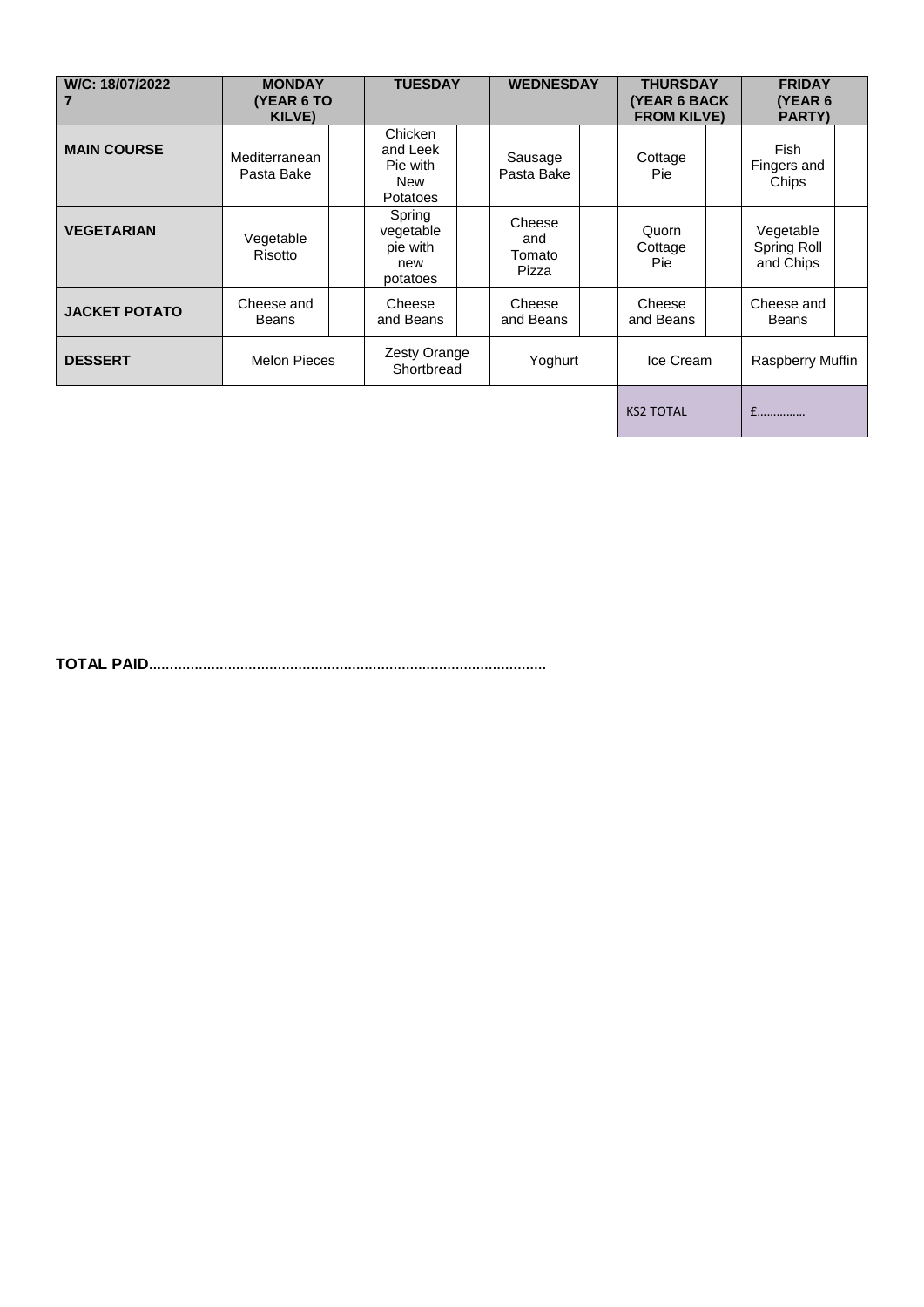| W/C: 18/07/2022 7 | MONDAY (YEAR 6 TO KILVE) | | TUESDAY | | WEDNESDAY | | THURSDAY (YEAR 6 BACK FROM KILVE) | | FRIDAY (YEAR 6 PARTY) | |
|---|---|---|---|---|---|---|---|---|---|---|
| **MAIN COURSE** | Mediterranean Pasta Bake | | Chicken and Leek Pie with New Potatoes | | Sausage Pasta Bake | | Cottage Pie | | Fish Fingers and Chips | |
| **VEGETARIAN** | Vegetable Risotto | | Spring vegetable pie with new potatoes | | Cheese and Tomato Pizza | | Quorn Cottage Pie | | Vegetable Spring Roll and Chips | |
| **JACKET POTATO** | Cheese and Beans | | Cheese and Beans | | Cheese and Beans | | Cheese and Beans | | Cheese and Beans | |
| **DESSERT** | Melon Pieces | | Zesty Orange Shortbread | | Yoghurt | | Ice Cream | | Raspberry Muffin | |
| | | | | | | | KS2 TOTAL | | £………….. | |

**TOTAL PAID**……………………………………………………………………………….